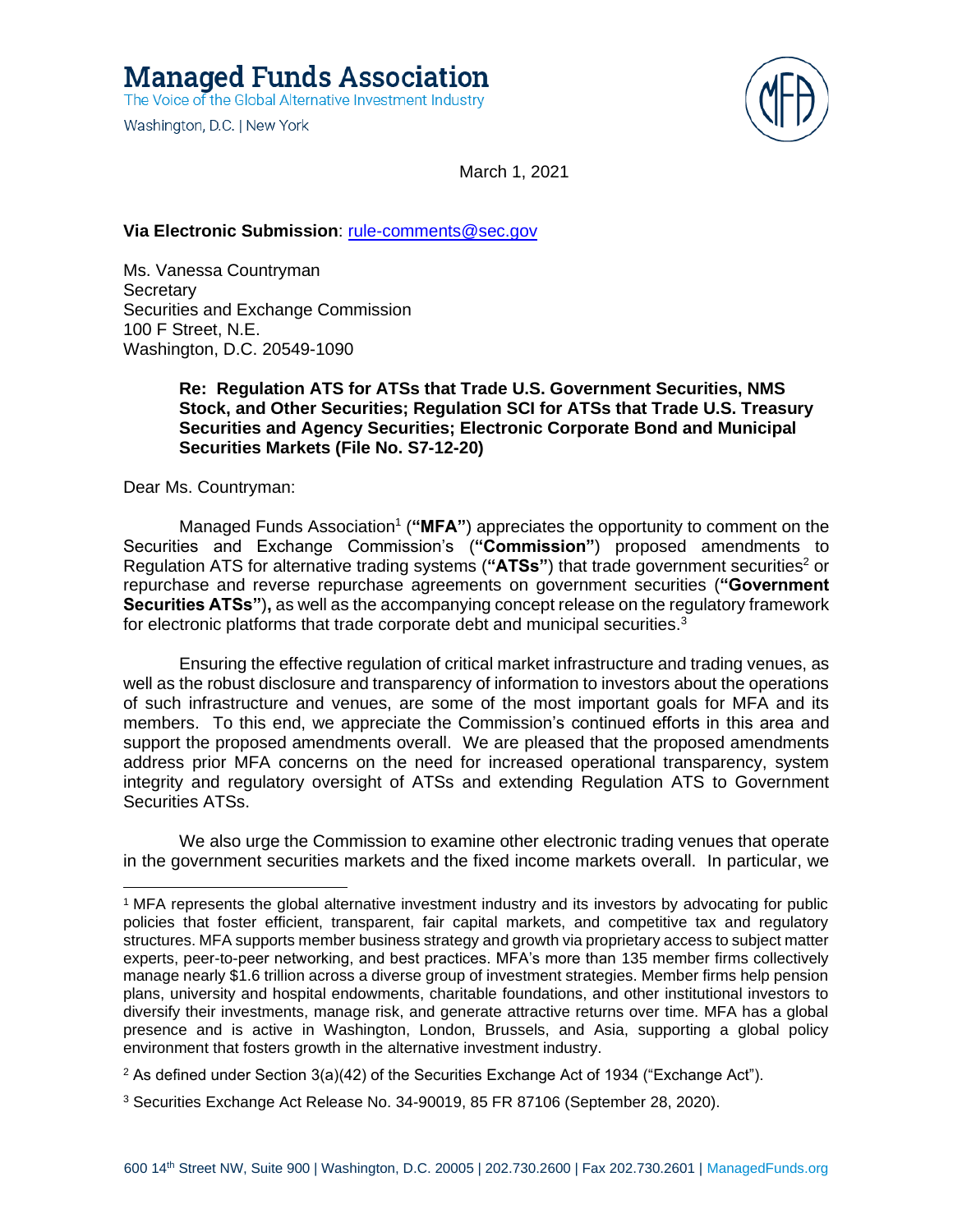# Managed Funds Association

The Voice of the Global Alternative Investment Industry

Washington, D.C. | New York

March 1, 2021

**Via Electronic Submission**: rule-comments@sec.gov

Ms. Vanessa Countryman
Secretary
Securities and Exchange Commission
100 F Street, N.E.
Washington, D.C. 20549-1090

> **Re: Regulation ATS for ATSs that Trade U.S. Government Securities, NMS Stock, and Other Securities; Regulation SCI for ATSs that Trade U.S. Treasury Securities and Agency Securities; Electronic Corporate Bond and Municipal Securities Markets (File No. S7-12-20)**

Dear Ms. Countryman:

Managed Funds Association[1] (**"MFA"**) appreciates the opportunity to comment on the Securities and Exchange Commission's (**"Commission"**) proposed amendments to Regulation ATS for alternative trading systems (**"ATSs"**) that trade government securities[2] or repurchase and reverse repurchase agreements on government securities (**"Government Securities ATSs"),** as well as the accompanying concept release on the regulatory framework for electronic platforms that trade corporate debt and municipal securities.[3]

Ensuring the effective regulation of critical market infrastructure and trading venues, as well as the robust disclosure and transparency of information to investors about the operations of such infrastructure and venues, are some of the most important goals for MFA and its members. To this end, we appreciate the Commission's continued efforts in this area and support the proposed amendments overall. We are pleased that the proposed amendments address prior MFA concerns on the need for increased operational transparency, system integrity and regulatory oversight of ATSs and extending Regulation ATS to Government Securities ATSs.

We also urge the Commission to examine other electronic trading venues that operate in the government securities markets and the fixed income markets overall. In particular, we

---

[1] MFA represents the global alternative investment industry and its investors by advocating for public policies that foster efficient, transparent, fair capital markets, and competitive tax and regulatory structures. MFA supports member business strategy and growth via proprietary access to subject matter experts, peer-to-peer networking, and best practices. MFA's more than 135 member firms collectively manage nearly $1.6 trillion across a diverse group of investment strategies. Member firms help pension plans, university and hospital endowments, charitable foundations, and other institutional investors to diversify their investments, manage risk, and generate attractive returns over time. MFA has a global presence and is active in Washington, London, Brussels, and Asia, supporting a global policy environment that fosters growth in the alternative investment industry.

[2] As defined under Section 3(a)(42) of the Securities Exchange Act of 1934 ("Exchange Act").

[3] Securities Exchange Act Release No. 34-90019, 85 FR 87106 (September 28, 2020).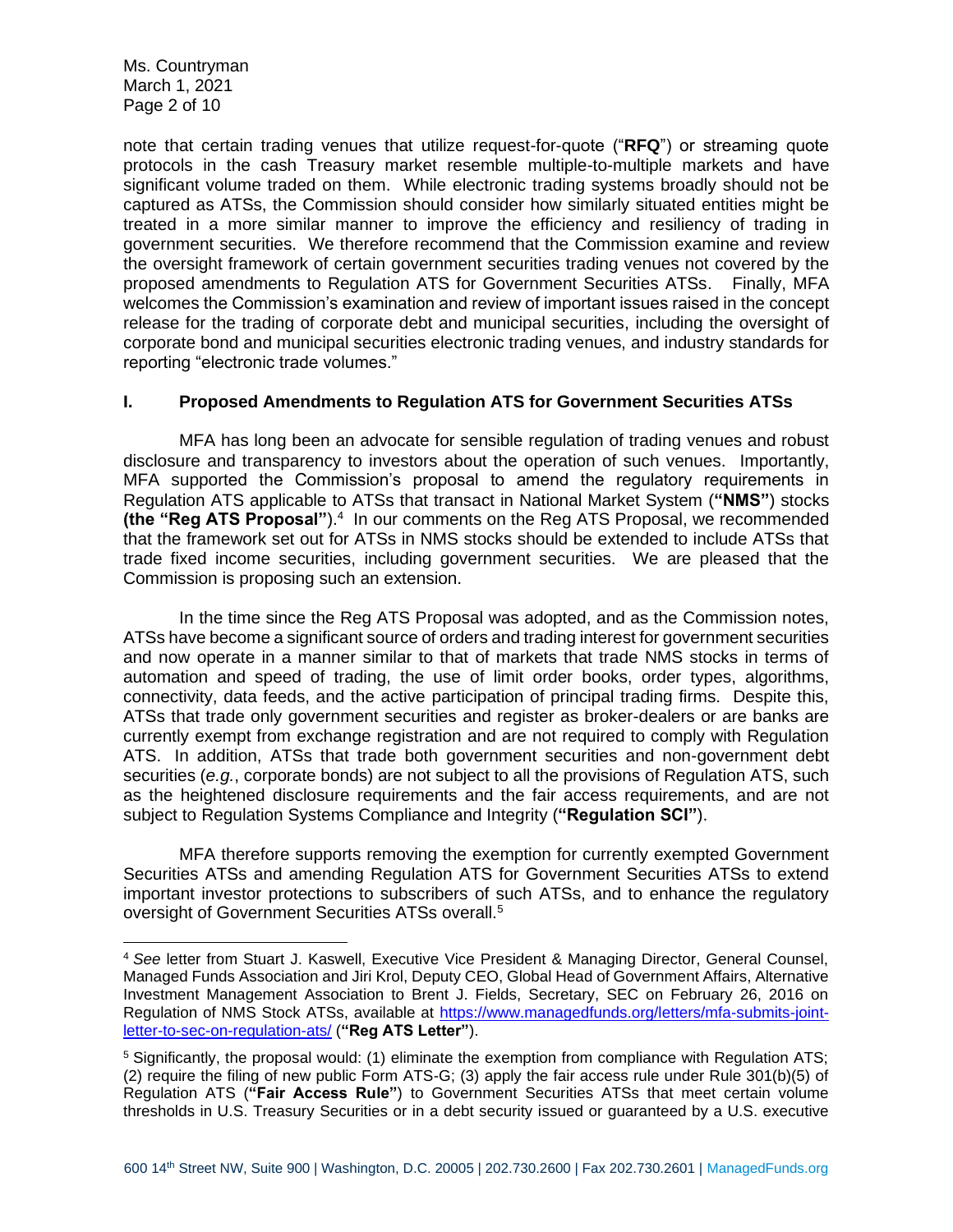note that certain trading venues that utilize request-for-quote ("**RFQ**") or streaming quote protocols in the cash Treasury market resemble multiple-to-multiple markets and have significant volume traded on them. While electronic trading systems broadly should not be captured as ATSs, the Commission should consider how similarly situated entities might be treated in a more similar manner to improve the efficiency and resiliency of trading in government securities. We therefore recommend that the Commission examine and review the oversight framework of certain government securities trading venues not covered by the proposed amendments to Regulation ATS for Government Securities ATSs. Finally, MFA welcomes the Commission's examination and review of important issues raised in the concept release for the trading of corporate debt and municipal securities, including the oversight of corporate bond and municipal securities electronic trading venues, and industry standards for reporting "electronic trade volumes."

## I. Proposed Amendments to Regulation ATS for Government Securities ATSs

MFA has long been an advocate for sensible regulation of trading venues and robust disclosure and transparency to investors about the operation of such venues. Importantly, MFA supported the Commission's proposal to amend the regulatory requirements in Regulation ATS applicable to ATSs that transact in National Market System (**"NMS"**) stocks **(the "Reg ATS Proposal")**.[4] In our comments on the Reg ATS Proposal, we recommended that the framework set out for ATSs in NMS stocks should be extended to include ATSs that trade fixed income securities, including government securities. We are pleased that the Commission is proposing such an extension.

In the time since the Reg ATS Proposal was adopted, and as the Commission notes, ATSs have become a significant source of orders and trading interest for government securities and now operate in a manner similar to that of markets that trade NMS stocks in terms of automation and speed of trading, the use of limit order books, order types, algorithms, connectivity, data feeds, and the active participation of principal trading firms. Despite this, ATSs that trade only government securities and register as broker-dealers or are banks are currently exempt from exchange registration and are not required to comply with Regulation ATS. In addition, ATSs that trade both government securities and non-government debt securities (*e.g.*, corporate bonds) are not subject to all the provisions of Regulation ATS, such as the heightened disclosure requirements and the fair access requirements, and are not subject to Regulation Systems Compliance and Integrity (**"Regulation SCI"**).

MFA therefore supports removing the exemption for currently exempted Government Securities ATSs and amending Regulation ATS for Government Securities ATSs to extend important investor protections to subscribers of such ATSs, and to enhance the regulatory oversight of Government Securities ATSs overall.[5]

---

[4] *See* letter from Stuart J. Kaswell, Executive Vice President & Managing Director, General Counsel, Managed Funds Association and Jiri Krol, Deputy CEO, Global Head of Government Affairs, Alternative Investment Management Association to Brent J. Fields, Secretary, SEC on February 26, 2016 on Regulation of NMS Stock ATSs, available at [https://www.managedfunds.org/letters/mfa-submits-joint-letter-to-sec-on-regulation-ats/](https://www.managedfunds.org/letters/mfa-submits-joint-letter-to-sec-on-regulation-ats/) (**"Reg ATS Letter"**).

[5] Significantly, the proposal would: (1) eliminate the exemption from compliance with Regulation ATS; (2) require the filing of new public Form ATS-G; (3) apply the fair access rule under Rule 301(b)(5) of Regulation ATS (**"Fair Access Rule"**) to Government Securities ATSs that meet certain volume thresholds in U.S. Treasury Securities or in a debt security issued or guaranteed by a U.S. executive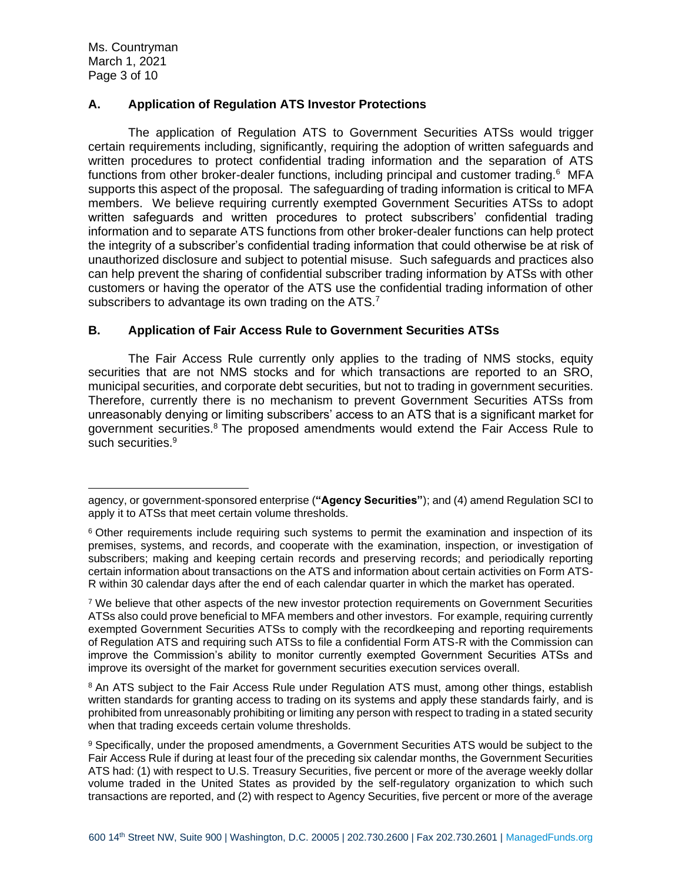### A. Application of Regulation ATS Investor Protections

The application of Regulation ATS to Government Securities ATSs would trigger certain requirements including, significantly, requiring the adoption of written safeguards and written procedures to protect confidential trading information and the separation of ATS functions from other broker-dealer functions, including principal and customer trading.[6] MFA supports this aspect of the proposal. The safeguarding of trading information is critical to MFA members. We believe requiring currently exempted Government Securities ATSs to adopt written safeguards and written procedures to protect subscribers' confidential trading information and to separate ATS functions from other broker-dealer functions can help protect the integrity of a subscriber's confidential trading information that could otherwise be at risk of unauthorized disclosure and subject to potential misuse. Such safeguards and practices also can help prevent the sharing of confidential subscriber trading information by ATSs with other customers or having the operator of the ATS use the confidential trading information of other subscribers to advantage its own trading on the ATS.[7]

### B. Application of Fair Access Rule to Government Securities ATSs

The Fair Access Rule currently only applies to the trading of NMS stocks, equity securities that are not NMS stocks and for which transactions are reported to an SRO, municipal securities, and corporate debt securities, but not to trading in government securities. Therefore, currently there is no mechanism to prevent Government Securities ATSs from unreasonably denying or limiting subscribers' access to an ATS that is a significant market for government securities.[8] The proposed amendments would extend the Fair Access Rule to such securities.[9]

---

agency, or government-sponsored enterprise (**"Agency Securities"**); and (4) amend Regulation SCI to apply it to ATSs that meet certain volume thresholds.

[6] Other requirements include requiring such systems to permit the examination and inspection of its premises, systems, and records, and cooperate with the examination, inspection, or investigation of subscribers; making and keeping certain records and preserving records; and periodically reporting certain information about transactions on the ATS and information about certain activities on Form ATS-R within 30 calendar days after the end of each calendar quarter in which the market has operated.

[7] We believe that other aspects of the new investor protection requirements on Government Securities ATSs also could prove beneficial to MFA members and other investors. For example, requiring currently exempted Government Securities ATSs to comply with the recordkeeping and reporting requirements of Regulation ATS and requiring such ATSs to file a confidential Form ATS-R with the Commission can improve the Commission's ability to monitor currently exempted Government Securities ATSs and improve its oversight of the market for government securities execution services overall.

[8] An ATS subject to the Fair Access Rule under Regulation ATS must, among other things, establish written standards for granting access to trading on its systems and apply these standards fairly, and is prohibited from unreasonably prohibiting or limiting any person with respect to trading in a stated security when that trading exceeds certain volume thresholds.

[9] Specifically, under the proposed amendments, a Government Securities ATS would be subject to the Fair Access Rule if during at least four of the preceding six calendar months, the Government Securities ATS had: (1) with respect to U.S. Treasury Securities, five percent or more of the average weekly dollar volume traded in the United States as provided by the self-regulatory organization to which such transactions are reported, and (2) with respect to Agency Securities, five percent or more of the average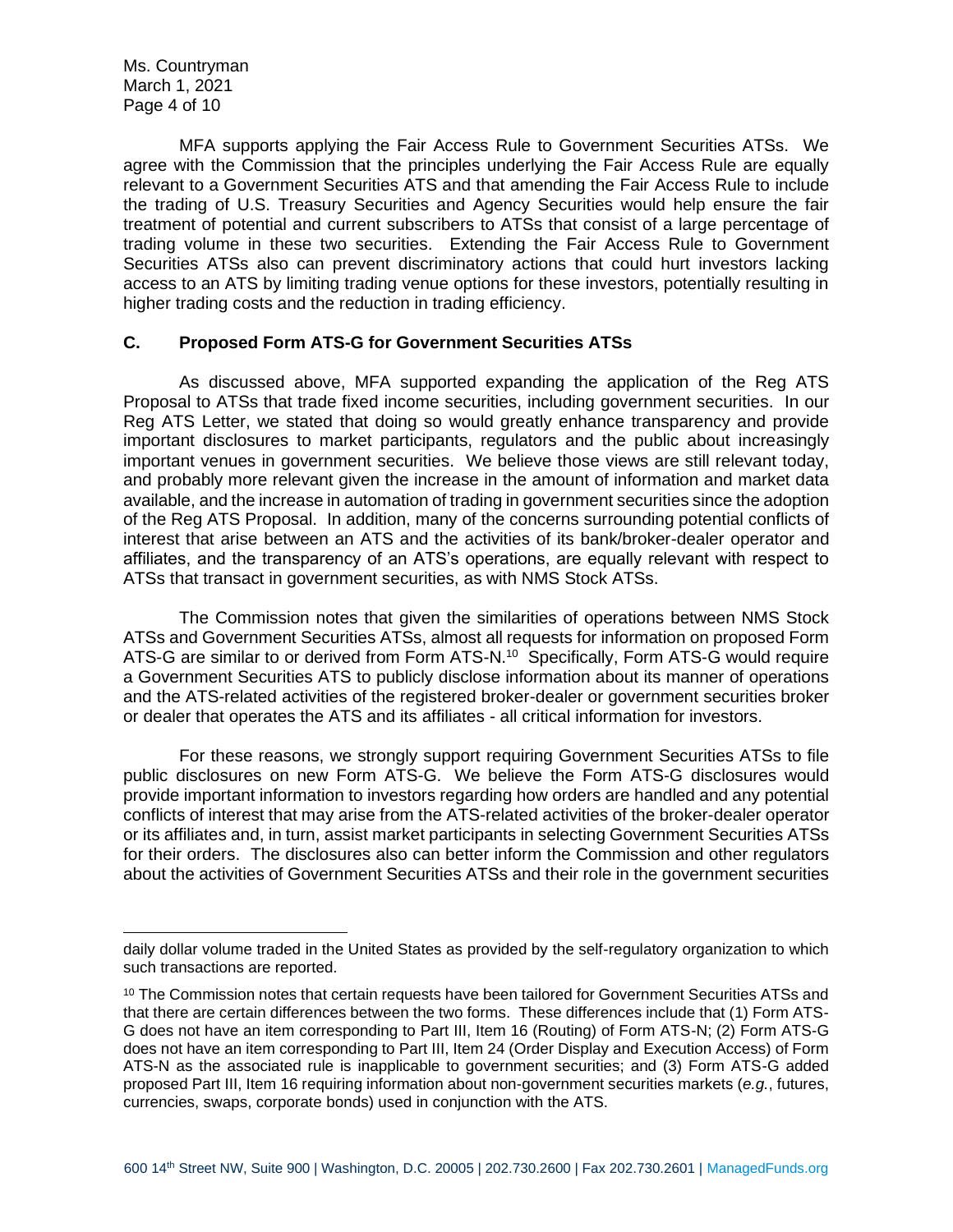MFA supports applying the Fair Access Rule to Government Securities ATSs. We agree with the Commission that the principles underlying the Fair Access Rule are equally relevant to a Government Securities ATS and that amending the Fair Access Rule to include the trading of U.S. Treasury Securities and Agency Securities would help ensure the fair treatment of potential and current subscribers to ATSs that consist of a large percentage of trading volume in these two securities. Extending the Fair Access Rule to Government Securities ATSs also can prevent discriminatory actions that could hurt investors lacking access to an ATS by limiting trading venue options for these investors, potentially resulting in higher trading costs and the reduction in trading efficiency.

### C. Proposed Form ATS-G for Government Securities ATSs

As discussed above, MFA supported expanding the application of the Reg ATS Proposal to ATSs that trade fixed income securities, including government securities. In our Reg ATS Letter, we stated that doing so would greatly enhance transparency and provide important disclosures to market participants, regulators and the public about increasingly important venues in government securities. We believe those views are still relevant today, and probably more relevant given the increase in the amount of information and market data available, and the increase in automation of trading in government securities since the adoption of the Reg ATS Proposal. In addition, many of the concerns surrounding potential conflicts of interest that arise between an ATS and the activities of its bank/broker-dealer operator and affiliates, and the transparency of an ATS's operations, are equally relevant with respect to ATSs that transact in government securities, as with NMS Stock ATSs.

The Commission notes that given the similarities of operations between NMS Stock ATSs and Government Securities ATSs, almost all requests for information on proposed Form ATS-G are similar to or derived from Form ATS-N.[10] Specifically, Form ATS-G would require a Government Securities ATS to publicly disclose information about its manner of operations and the ATS-related activities of the registered broker-dealer or government securities broker or dealer that operates the ATS and its affiliates - all critical information for investors.

For these reasons, we strongly support requiring Government Securities ATSs to file public disclosures on new Form ATS-G. We believe the Form ATS-G disclosures would provide important information to investors regarding how orders are handled and any potential conflicts of interest that may arise from the ATS-related activities of the broker-dealer operator or its affiliates and, in turn, assist market participants in selecting Government Securities ATSs for their orders. The disclosures also can better inform the Commission and other regulators about the activities of Government Securities ATSs and their role in the government securities

---

daily dollar volume traded in the United States as provided by the self-regulatory organization to which such transactions are reported.

[10] The Commission notes that certain requests have been tailored for Government Securities ATSs and that there are certain differences between the two forms. These differences include that (1) Form ATS-G does not have an item corresponding to Part III, Item 16 (Routing) of Form ATS-N; (2) Form ATS-G does not have an item corresponding to Part III, Item 24 (Order Display and Execution Access) of Form ATS-N as the associated rule is inapplicable to government securities; and (3) Form ATS-G added proposed Part III, Item 16 requiring information about non-government securities markets (*e.g.*, futures, currencies, swaps, corporate bonds) used in conjunction with the ATS.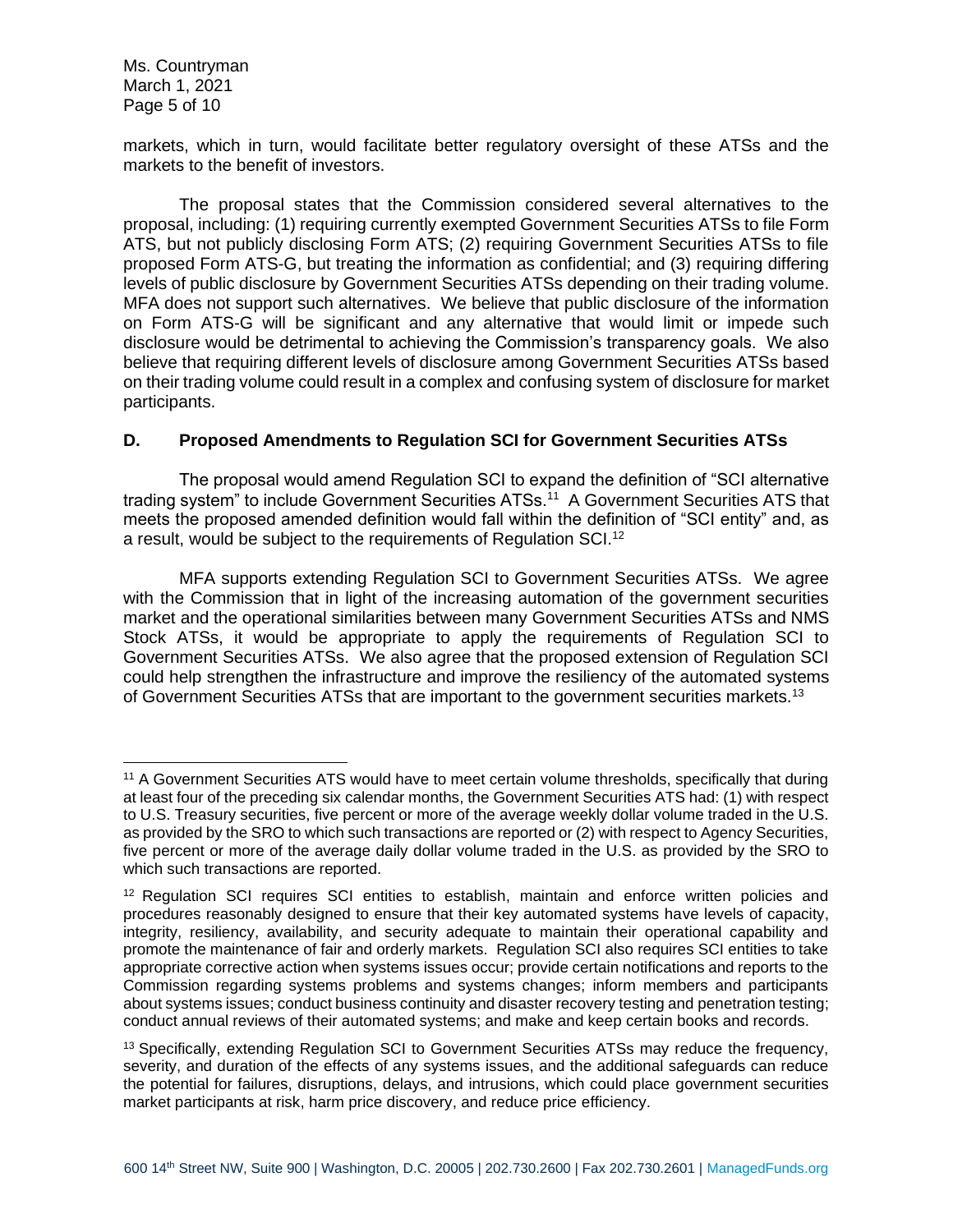markets, which in turn, would facilitate better regulatory oversight of these ATSs and the markets to the benefit of investors.

The proposal states that the Commission considered several alternatives to the proposal, including: (1) requiring currently exempted Government Securities ATSs to file Form ATS, but not publicly disclosing Form ATS; (2) requiring Government Securities ATSs to file proposed Form ATS-G, but treating the information as confidential; and (3) requiring differing levels of public disclosure by Government Securities ATSs depending on their trading volume. MFA does not support such alternatives. We believe that public disclosure of the information on Form ATS-G will be significant and any alternative that would limit or impede such disclosure would be detrimental to achieving the Commission's transparency goals. We also believe that requiring different levels of disclosure among Government Securities ATSs based on their trading volume could result in a complex and confusing system of disclosure for market participants.

### D. Proposed Amendments to Regulation SCI for Government Securities ATSs

The proposal would amend Regulation SCI to expand the definition of "SCI alternative trading system" to include Government Securities ATSs.[11] A Government Securities ATS that meets the proposed amended definition would fall within the definition of "SCI entity" and, as a result, would be subject to the requirements of Regulation SCI.[12]

MFA supports extending Regulation SCI to Government Securities ATSs. We agree with the Commission that in light of the increasing automation of the government securities market and the operational similarities between many Government Securities ATSs and NMS Stock ATSs, it would be appropriate to apply the requirements of Regulation SCI to Government Securities ATSs. We also agree that the proposed extension of Regulation SCI could help strengthen the infrastructure and improve the resiliency of the automated systems of Government Securities ATSs that are important to the government securities markets.[13]

---

[11] A Government Securities ATS would have to meet certain volume thresholds, specifically that during at least four of the preceding six calendar months, the Government Securities ATS had: (1) with respect to U.S. Treasury securities, five percent or more of the average weekly dollar volume traded in the U.S. as provided by the SRO to which such transactions are reported or (2) with respect to Agency Securities, five percent or more of the average daily dollar volume traded in the U.S. as provided by the SRO to which such transactions are reported.

[12] Regulation SCI requires SCI entities to establish, maintain and enforce written policies and procedures reasonably designed to ensure that their key automated systems have levels of capacity, integrity, resiliency, availability, and security adequate to maintain their operational capability and promote the maintenance of fair and orderly markets. Regulation SCI also requires SCI entities to take appropriate corrective action when systems issues occur; provide certain notifications and reports to the Commission regarding systems problems and systems changes; inform members and participants about systems issues; conduct business continuity and disaster recovery testing and penetration testing; conduct annual reviews of their automated systems; and make and keep certain books and records.

[13] Specifically, extending Regulation SCI to Government Securities ATSs may reduce the frequency, severity, and duration of the effects of any systems issues, and the additional safeguards can reduce the potential for failures, disruptions, delays, and intrusions, which could place government securities market participants at risk, harm price discovery, and reduce price efficiency.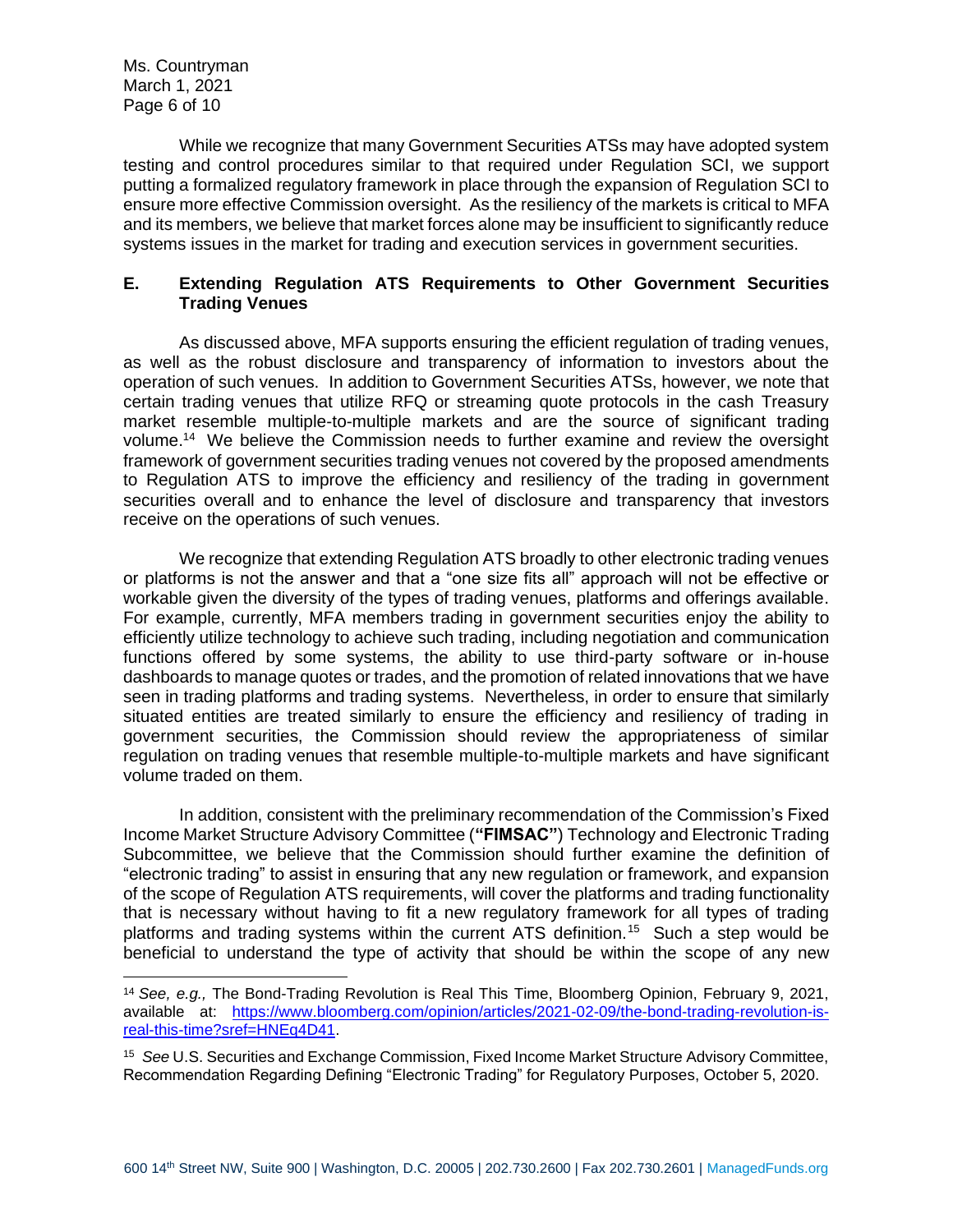While we recognize that many Government Securities ATSs may have adopted system testing and control procedures similar to that required under Regulation SCI, we support putting a formalized regulatory framework in place through the expansion of Regulation SCI to ensure more effective Commission oversight. As the resiliency of the markets is critical to MFA and its members, we believe that market forces alone may be insufficient to significantly reduce systems issues in the market for trading and execution services in government securities.

### E. Extending Regulation ATS Requirements to Other Government Securities Trading Venues

As discussed above, MFA supports ensuring the efficient regulation of trading venues, as well as the robust disclosure and transparency of information to investors about the operation of such venues. In addition to Government Securities ATSs, however, we note that certain trading venues that utilize RFQ or streaming quote protocols in the cash Treasury market resemble multiple-to-multiple markets and are the source of significant trading volume.[14] We believe the Commission needs to further examine and review the oversight framework of government securities trading venues not covered by the proposed amendments to Regulation ATS to improve the efficiency and resiliency of the trading in government securities overall and to enhance the level of disclosure and transparency that investors receive on the operations of such venues.

We recognize that extending Regulation ATS broadly to other electronic trading venues or platforms is not the answer and that a "one size fits all" approach will not be effective or workable given the diversity of the types of trading venues, platforms and offerings available. For example, currently, MFA members trading in government securities enjoy the ability to efficiently utilize technology to achieve such trading, including negotiation and communication functions offered by some systems, the ability to use third-party software or in-house dashboards to manage quotes or trades, and the promotion of related innovations that we have seen in trading platforms and trading systems. Nevertheless, in order to ensure that similarly situated entities are treated similarly to ensure the efficiency and resiliency of trading in government securities, the Commission should review the appropriateness of similar regulation on trading venues that resemble multiple-to-multiple markets and have significant volume traded on them.

In addition, consistent with the preliminary recommendation of the Commission's Fixed Income Market Structure Advisory Committee (**"FIMSAC"**) Technology and Electronic Trading Subcommittee, we believe that the Commission should further examine the definition of "electronic trading" to assist in ensuring that any new regulation or framework, and expansion of the scope of Regulation ATS requirements, will cover the platforms and trading functionality that is necessary without having to fit a new regulatory framework for all types of trading platforms and trading systems within the current ATS definition.[15] Such a step would be beneficial to understand the type of activity that should be within the scope of any new

---

[14] *See, e.g.,* The Bond-Trading Revolution is Real This Time, Bloomberg Opinion, February 9, 2021, available at: https://www.bloomberg.com/opinion/articles/2021-02-09/the-bond-trading-revolution-is-real-this-time?sref=HNEq4D41.

[15] *See* U.S. Securities and Exchange Commission, Fixed Income Market Structure Advisory Committee, Recommendation Regarding Defining "Electronic Trading" for Regulatory Purposes, October 5, 2020.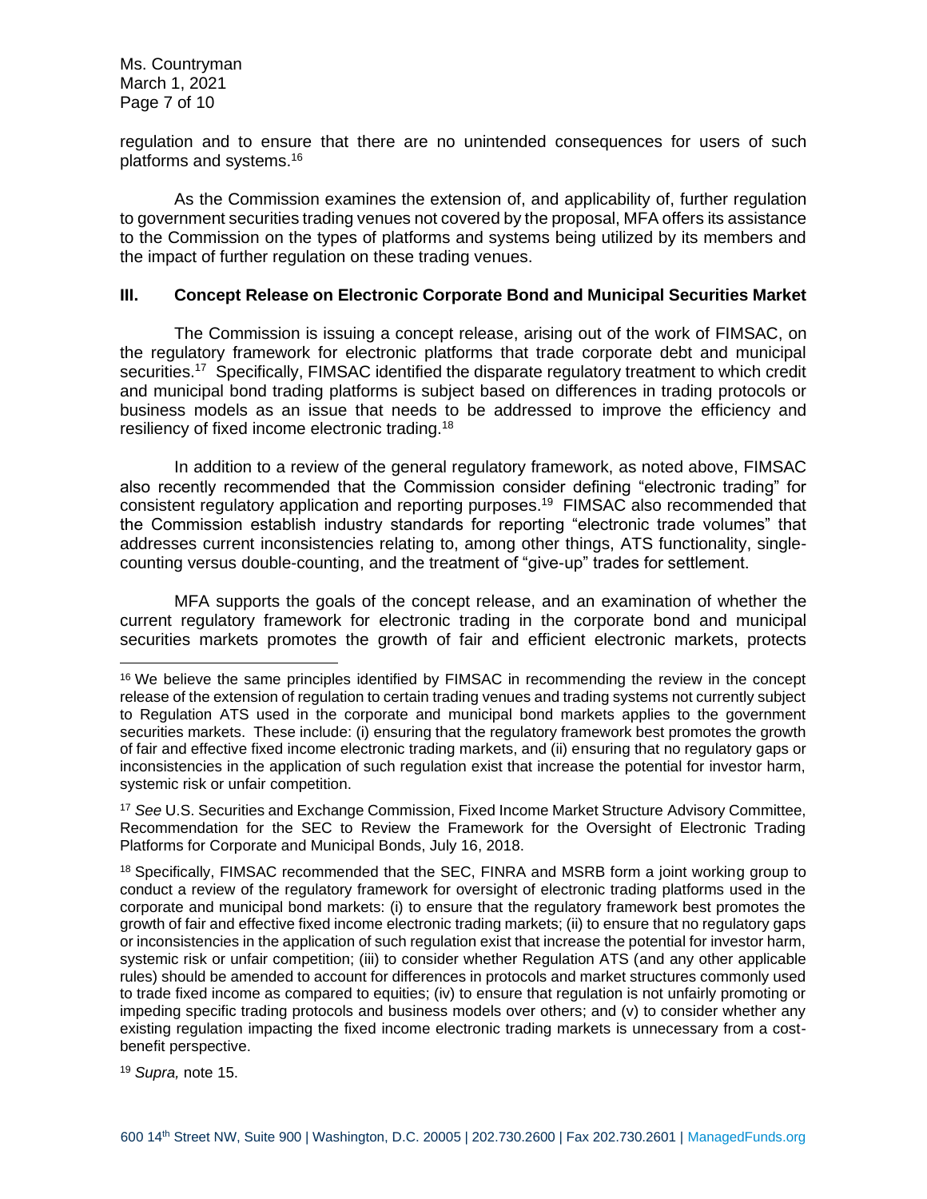regulation and to ensure that there are no unintended consequences for users of such platforms and systems.[16]

As the Commission examines the extension of, and applicability of, further regulation to government securities trading venues not covered by the proposal, MFA offers its assistance to the Commission on the types of platforms and systems being utilized by its members and the impact of further regulation on these trading venues.

## III. Concept Release on Electronic Corporate Bond and Municipal Securities Market

The Commission is issuing a concept release, arising out of the work of FIMSAC, on the regulatory framework for electronic platforms that trade corporate debt and municipal securities.[17] Specifically, FIMSAC identified the disparate regulatory treatment to which credit and municipal bond trading platforms is subject based on differences in trading protocols or business models as an issue that needs to be addressed to improve the efficiency and resiliency of fixed income electronic trading.[18]

In addition to a review of the general regulatory framework, as noted above, FIMSAC also recently recommended that the Commission consider defining "electronic trading" for consistent regulatory application and reporting purposes.[19] FIMSAC also recommended that the Commission establish industry standards for reporting "electronic trade volumes" that addresses current inconsistencies relating to, among other things, ATS functionality, single-counting versus double-counting, and the treatment of "give-up" trades for settlement.

MFA supports the goals of the concept release, and an examination of whether the current regulatory framework for electronic trading in the corporate bond and municipal securities markets promotes the growth of fair and efficient electronic markets, protects

---

[16] We believe the same principles identified by FIMSAC in recommending the review in the concept release of the extension of regulation to certain trading venues and trading systems not currently subject to Regulation ATS used in the corporate and municipal bond markets applies to the government securities markets. These include: (i) ensuring that the regulatory framework best promotes the growth of fair and effective fixed income electronic trading markets, and (ii) ensuring that no regulatory gaps or inconsistencies in the application of such regulation exist that increase the potential for investor harm, systemic risk or unfair competition.

[17] *See* U.S. Securities and Exchange Commission, Fixed Income Market Structure Advisory Committee, Recommendation for the SEC to Review the Framework for the Oversight of Electronic Trading Platforms for Corporate and Municipal Bonds, July 16, 2018.

[18] Specifically, FIMSAC recommended that the SEC, FINRA and MSRB form a joint working group to conduct a review of the regulatory framework for oversight of electronic trading platforms used in the corporate and municipal bond markets: (i) to ensure that the regulatory framework best promotes the growth of fair and effective fixed income electronic trading markets; (ii) to ensure that no regulatory gaps or inconsistencies in the application of such regulation exist that increase the potential for investor harm, systemic risk or unfair competition; (iii) to consider whether Regulation ATS (and any other applicable rules) should be amended to account for differences in protocols and market structures commonly used to trade fixed income as compared to equities; (iv) to ensure that regulation is not unfairly promoting or impeding specific trading protocols and business models over others; and (v) to consider whether any existing regulation impacting the fixed income electronic trading markets is unnecessary from a cost-benefit perspective.

[19] *Supra,* note 15.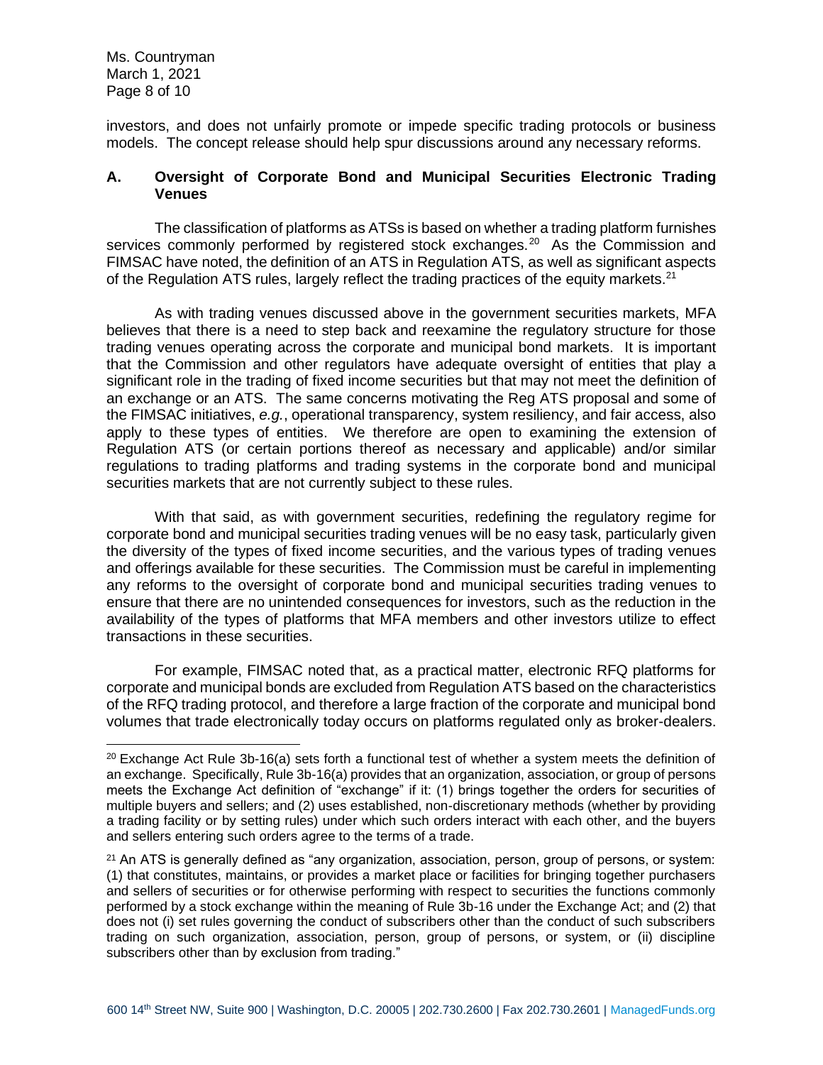investors, and does not unfairly promote or impede specific trading protocols or business models. The concept release should help spur discussions around any necessary reforms.

### A. Oversight of Corporate Bond and Municipal Securities Electronic Trading Venues

The classification of platforms as ATSs is based on whether a trading platform furnishes services commonly performed by registered stock exchanges.[20] As the Commission and FIMSAC have noted, the definition of an ATS in Regulation ATS, as well as significant aspects of the Regulation ATS rules, largely reflect the trading practices of the equity markets.[21]

As with trading venues discussed above in the government securities markets, MFA believes that there is a need to step back and reexamine the regulatory structure for those trading venues operating across the corporate and municipal bond markets. It is important that the Commission and other regulators have adequate oversight of entities that play a significant role in the trading of fixed income securities but that may not meet the definition of an exchange or an ATS. The same concerns motivating the Reg ATS proposal and some of the FIMSAC initiatives, *e.g.*, operational transparency, system resiliency, and fair access, also apply to these types of entities. We therefore are open to examining the extension of Regulation ATS (or certain portions thereof as necessary and applicable) and/or similar regulations to trading platforms and trading systems in the corporate bond and municipal securities markets that are not currently subject to these rules.

With that said, as with government securities, redefining the regulatory regime for corporate bond and municipal securities trading venues will be no easy task, particularly given the diversity of the types of fixed income securities, and the various types of trading venues and offerings available for these securities. The Commission must be careful in implementing any reforms to the oversight of corporate bond and municipal securities trading venues to ensure that there are no unintended consequences for investors, such as the reduction in the availability of the types of platforms that MFA members and other investors utilize to effect transactions in these securities.

For example, FIMSAC noted that, as a practical matter, electronic RFQ platforms for corporate and municipal bonds are excluded from Regulation ATS based on the characteristics of the RFQ trading protocol, and therefore a large fraction of the corporate and municipal bond volumes that trade electronically today occurs on platforms regulated only as broker-dealers.

---

[20] Exchange Act Rule 3b-16(a) sets forth a functional test of whether a system meets the definition of an exchange. Specifically, Rule 3b-16(a) provides that an organization, association, or group of persons meets the Exchange Act definition of "exchange" if it: (1) brings together the orders for securities of multiple buyers and sellers; and (2) uses established, non-discretionary methods (whether by providing a trading facility or by setting rules) under which such orders interact with each other, and the buyers and sellers entering such orders agree to the terms of a trade.

[21] An ATS is generally defined as "any organization, association, person, group of persons, or system: (1) that constitutes, maintains, or provides a market place or facilities for bringing together purchasers and sellers of securities or for otherwise performing with respect to securities the functions commonly performed by a stock exchange within the meaning of Rule 3b-16 under the Exchange Act; and (2) that does not (i) set rules governing the conduct of subscribers other than the conduct of such subscribers trading on such organization, association, person, group of persons, or system, or (ii) discipline subscribers other than by exclusion from trading."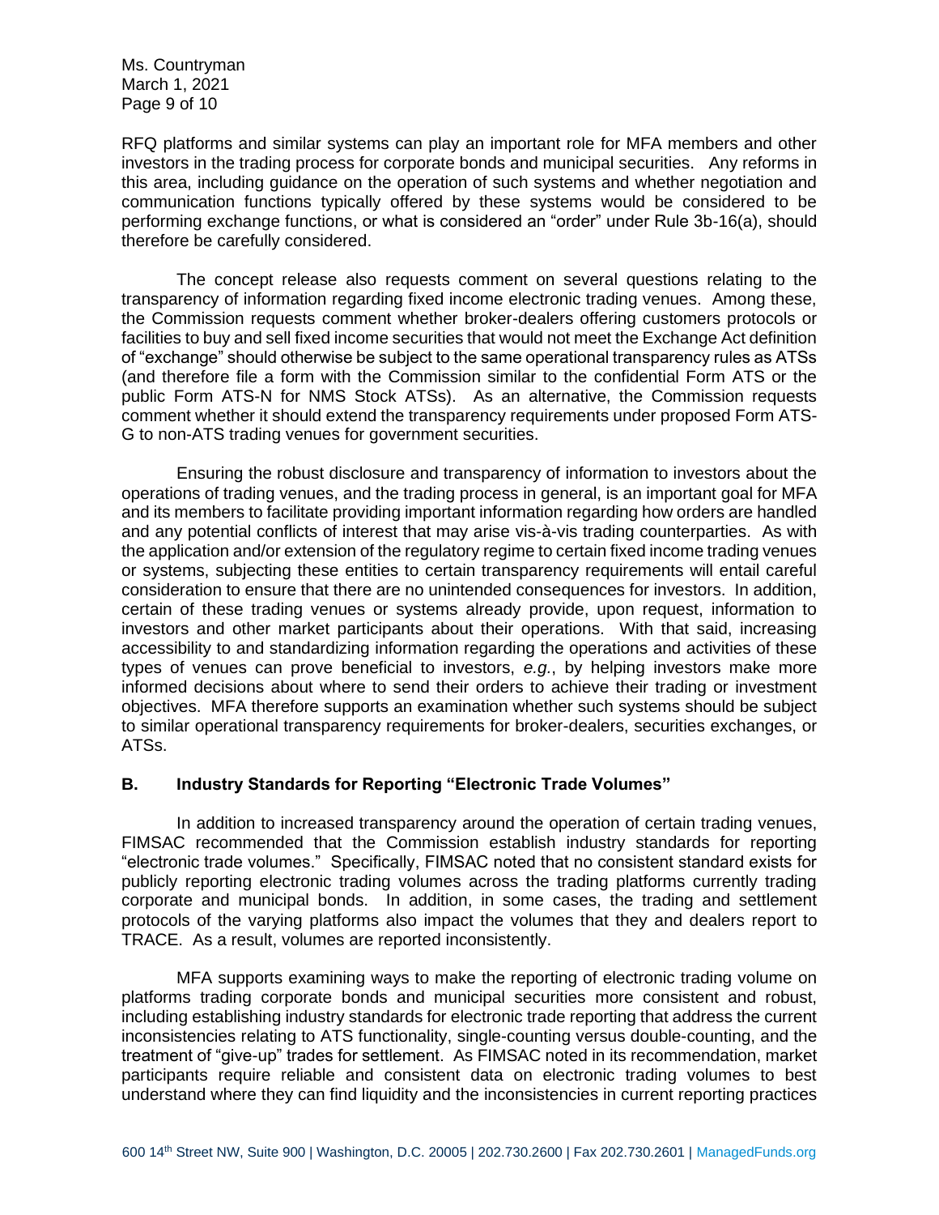RFQ platforms and similar systems can play an important role for MFA members and other investors in the trading process for corporate bonds and municipal securities. Any reforms in this area, including guidance on the operation of such systems and whether negotiation and communication functions typically offered by these systems would be considered to be performing exchange functions, or what is considered an "order" under Rule 3b-16(a), should therefore be carefully considered.

The concept release also requests comment on several questions relating to the transparency of information regarding fixed income electronic trading venues. Among these, the Commission requests comment whether broker-dealers offering customers protocols or facilities to buy and sell fixed income securities that would not meet the Exchange Act definition of "exchange" should otherwise be subject to the same operational transparency rules as ATSs (and therefore file a form with the Commission similar to the confidential Form ATS or the public Form ATS-N for NMS Stock ATSs). As an alternative, the Commission requests comment whether it should extend the transparency requirements under proposed Form ATS-G to non-ATS trading venues for government securities.

Ensuring the robust disclosure and transparency of information to investors about the operations of trading venues, and the trading process in general, is an important goal for MFA and its members to facilitate providing important information regarding how orders are handled and any potential conflicts of interest that may arise vis-à-vis trading counterparties. As with the application and/or extension of the regulatory regime to certain fixed income trading venues or systems, subjecting these entities to certain transparency requirements will entail careful consideration to ensure that there are no unintended consequences for investors. In addition, certain of these trading venues or systems already provide, upon request, information to investors and other market participants about their operations. With that said, increasing accessibility to and standardizing information regarding the operations and activities of these types of venues can prove beneficial to investors, *e.g.*, by helping investors make more informed decisions about where to send their orders to achieve their trading or investment objectives. MFA therefore supports an examination whether such systems should be subject to similar operational transparency requirements for broker-dealers, securities exchanges, or ATSs.

### B. Industry Standards for Reporting "Electronic Trade Volumes"

In addition to increased transparency around the operation of certain trading venues, FIMSAC recommended that the Commission establish industry standards for reporting "electronic trade volumes." Specifically, FIMSAC noted that no consistent standard exists for publicly reporting electronic trading volumes across the trading platforms currently trading corporate and municipal bonds. In addition, in some cases, the trading and settlement protocols of the varying platforms also impact the volumes that they and dealers report to TRACE. As a result, volumes are reported inconsistently.

MFA supports examining ways to make the reporting of electronic trading volume on platforms trading corporate bonds and municipal securities more consistent and robust, including establishing industry standards for electronic trade reporting that address the current inconsistencies relating to ATS functionality, single-counting versus double-counting, and the treatment of "give-up" trades for settlement. As FIMSAC noted in its recommendation, market participants require reliable and consistent data on electronic trading volumes to best understand where they can find liquidity and the inconsistencies in current reporting practices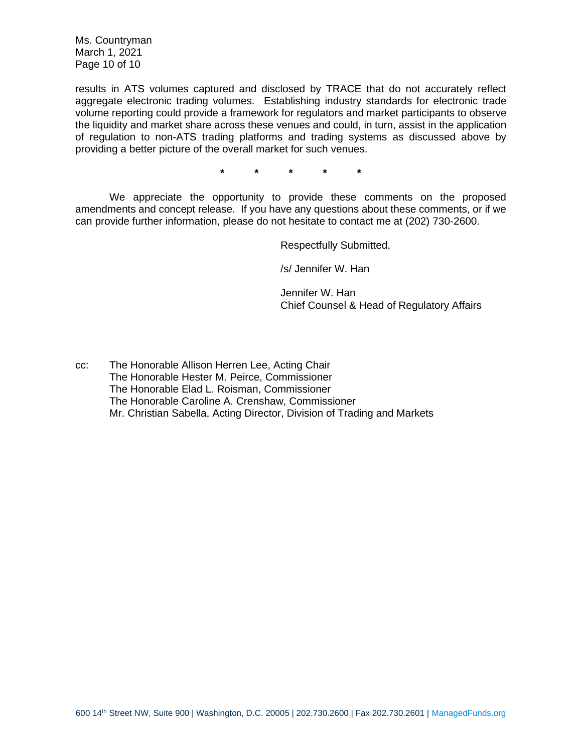results in ATS volumes captured and disclosed by TRACE that do not accurately reflect aggregate electronic trading volumes. Establishing industry standards for electronic trade volume reporting could provide a framework for regulators and market participants to observe the liquidity and market share across these venues and could, in turn, assist in the application of regulation to non-ATS trading platforms and trading systems as discussed above by providing a better picture of the overall market for such venues.

\* \* \* \* \*

We appreciate the opportunity to provide these comments on the proposed amendments and concept release. If you have any questions about these comments, or if we can provide further information, please do not hesitate to contact me at (202) 730-2600.

Respectfully Submitted,

/s/ Jennifer W. Han

Jennifer W. Han
Chief Counsel & Head of Regulatory Affairs

cc: The Honorable Allison Herren Lee, Acting Chair
The Honorable Hester M. Peirce, Commissioner
The Honorable Elad L. Roisman, Commissioner
The Honorable Caroline A. Crenshaw, Commissioner
Mr. Christian Sabella, Acting Director, Division of Trading and Markets

600 14th Street NW, Suite 900 | Washington, D.C. 20005 | 202.730.2600 | Fax 202.730.2601 | ManagedFunds.org